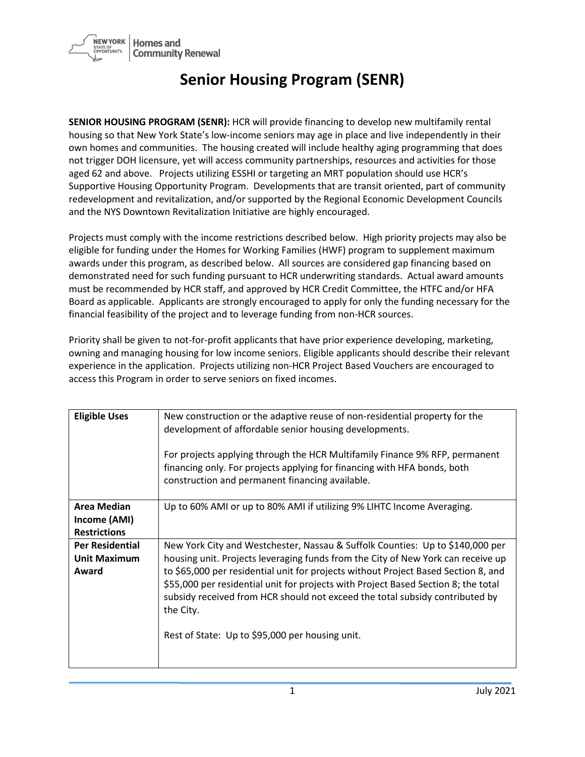# Senior Housing Program (SENR)

**SENIOR HOUSING PROGRAM (SENR):** HCR will provide financing to develop new multifamily rental housing so that New York State's low-income seniors may age in place and live independently in their own homes and communities. The housing created will include healthy aging programming that does not trigger DOH licensure, yet will access community partnerships, resources and activities for those aged 62 and above. Projects utilizing ESSHI or targeting an MRT population should use HCR's Supportive Housing Opportunity Program. Developments that are transit oriented, part of community redevelopment and revitalization, and/or supported by the Regional Economic Development Councils and the NYS Downtown Revitalization Initiative are highly encouraged.

Projects must comply with the income restrictions described below. High priority projects may also be eligible for funding under the Homes for Working Families (HWF) program to supplement maximum awards under this program, as described below. All sources are considered gap financing based on demonstrated need for such funding pursuant to HCR underwriting standards. Actual award amounts must be recommended by HCR staff, and approved by HCR Credit Committee, the HTFC and/or HFA Board as applicable. Applicants are strongly encouraged to apply for only the funding necessary for the financial feasibility of the project and to leverage funding from non-HCR sources.

Priority shall be given to not-for-profit applicants that have prior experience developing, marketing, owning and managing housing for low income seniors. Eligible applicants should describe their relevant experience in the application. Projects utilizing non-HCR Project Based Vouchers are encouraged to access this Program in order to serve seniors on fixed incomes.

| | |
|---|---|
| **Eligible Uses** | New construction or the adaptive reuse of non-residential property for the development of affordable senior housing developments.<br><br>For projects applying through the HCR Multifamily Finance 9% RFP, permanent financing only. For projects applying for financing with HFA bonds, both construction and permanent financing available. |
| **Area Median Income (AMI) Restrictions** | Up to 60% AMI or up to 80% AMI if utilizing 9% LIHTC Income Averaging. |
| **Per Residential Unit Maximum Award** | New York City and Westchester, Nassau & Suffolk Counties: Up to $140,000 per housing unit. Projects leveraging funds from the City of New York can receive up to $65,000 per residential unit for projects without Project Based Section 8, and $55,000 per residential unit for projects with Project Based Section 8; the total subsidy received from HCR should not exceed the total subsidy contributed by the City.<br><br>Rest of State: Up to $95,000 per housing unit. |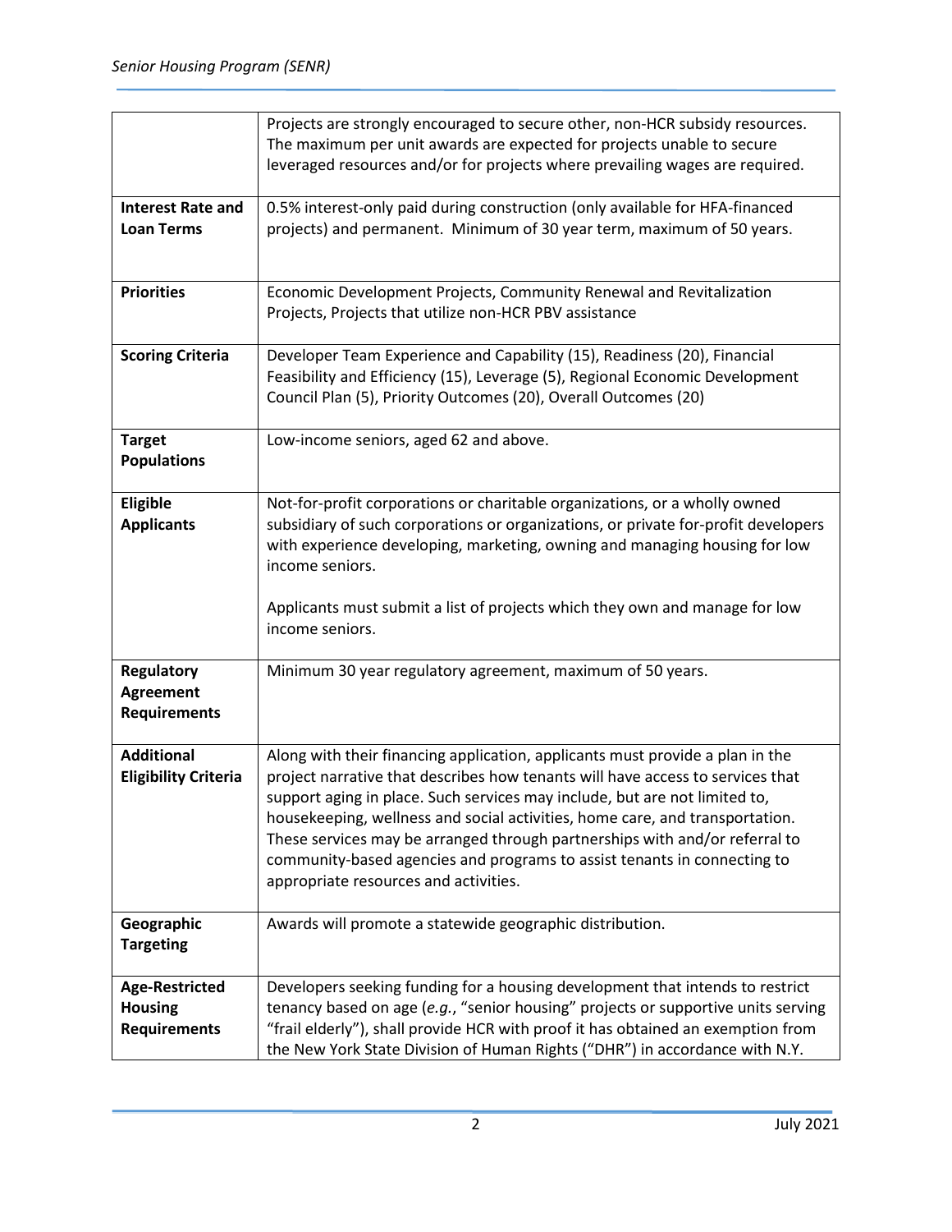| | |
|---|---|
| | Projects are strongly encouraged to secure other, non-HCR subsidy resources. The maximum per unit awards are expected for projects unable to secure leveraged resources and/or for projects where prevailing wages are required. |
| **Interest Rate and Loan Terms** | 0.5% interest-only paid during construction (only available for HFA-financed projects) and permanent. Minimum of 30 year term, maximum of 50 years. |
| **Priorities** | Economic Development Projects, Community Renewal and Revitalization Projects, Projects that utilize non-HCR PBV assistance |
| **Scoring Criteria** | Developer Team Experience and Capability (15), Readiness (20), Financial Feasibility and Efficiency (15), Leverage (5), Regional Economic Development Council Plan (5), Priority Outcomes (20), Overall Outcomes (20) |
| **Target Populations** | Low-income seniors, aged 62 and above. |
| **Eligible Applicants** | Not-for-profit corporations or charitable organizations, or a wholly owned subsidiary of such corporations or organizations, or private for-profit developers with experience developing, marketing, owning and managing housing for low income seniors.<br><br>Applicants must submit a list of projects which they own and manage for low income seniors. |
| **Regulatory Agreement Requirements** | Minimum 30 year regulatory agreement, maximum of 50 years. |
| **Additional Eligibility Criteria** | Along with their financing application, applicants must provide a plan in the project narrative that describes how tenants will have access to services that support aging in place. Such services may include, but are not limited to, housekeeping, wellness and social activities, home care, and transportation. These services may be arranged through partnerships with and/or referral to community-based agencies and programs to assist tenants in connecting to appropriate resources and activities. |
| **Geographic Targeting** | Awards will promote a statewide geographic distribution. |
| **Age-Restricted Housing Requirements** | Developers seeking funding for a housing development that intends to restrict tenancy based on age (*e.g.*, "senior housing" projects or supportive units serving "frail elderly"), shall provide HCR with proof it has obtained an exemption from the New York State Division of Human Rights ("DHR") in accordance with N.Y. |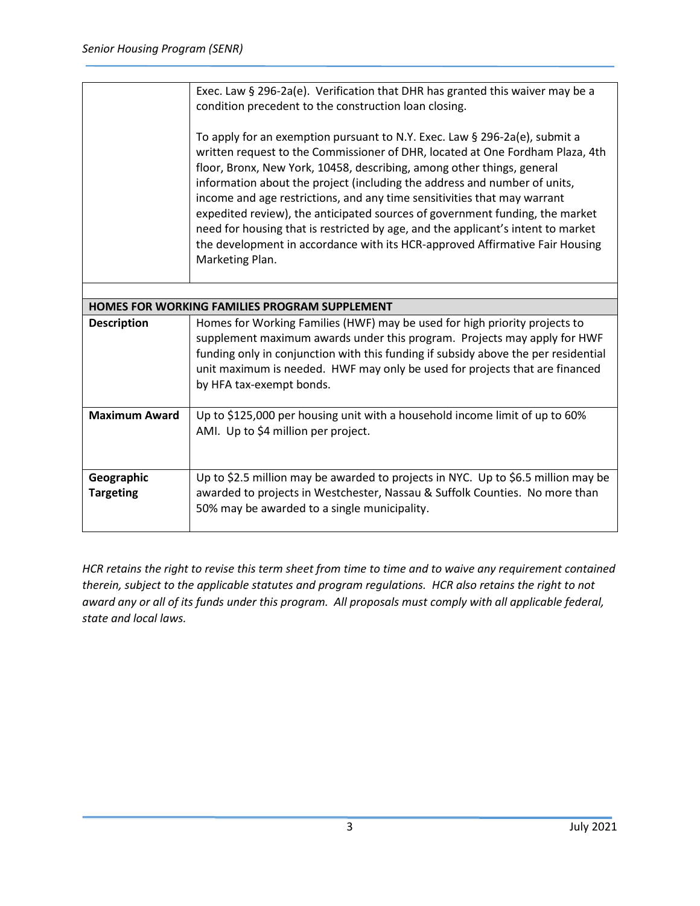| | |
|---|---|
| | Exec. Law § 296-2a(e). Verification that DHR has granted this waiver may be a condition precedent to the construction loan closing.<br><br>To apply for an exemption pursuant to N.Y. Exec. Law § 296-2a(e), submit a written request to the Commissioner of DHR, located at One Fordham Plaza, 4th floor, Bronx, New York, 10458, describing, among other things, general information about the project (including the address and number of units, income and age restrictions, and any time sensitivities that may warrant expedited review), the anticipated sources of government funding, the market need for housing that is restricted by age, and the applicant's intent to market the development in accordance with its HCR-approved Affirmative Fair Housing Marketing Plan. |
| | |
| **HOMES FOR WORKING FAMILIES PROGRAM SUPPLEMENT** | |
| **Description** | Homes for Working Families (HWF) may be used for high priority projects to supplement maximum awards under this program. Projects may apply for HWF funding only in conjunction with this funding if subsidy above the per residential unit maximum is needed. HWF may only be used for projects that are financed by HFA tax-exempt bonds. |
| **Maximum Award** | Up to $125,000 per housing unit with a household income limit of up to 60% AMI. Up to $4 million per project. |
| **Geographic Targeting** | Up to $2.5 million may be awarded to projects in NYC. Up to $6.5 million may be awarded to projects in Westchester, Nassau & Suffolk Counties. No more than 50% may be awarded to a single municipality. |

*HCR retains the right to revise this term sheet from time to time and to waive any requirement contained therein, subject to the applicable statutes and program regulations. HCR also retains the right to not award any or all of its funds under this program. All proposals must comply with all applicable federal, state and local laws.*